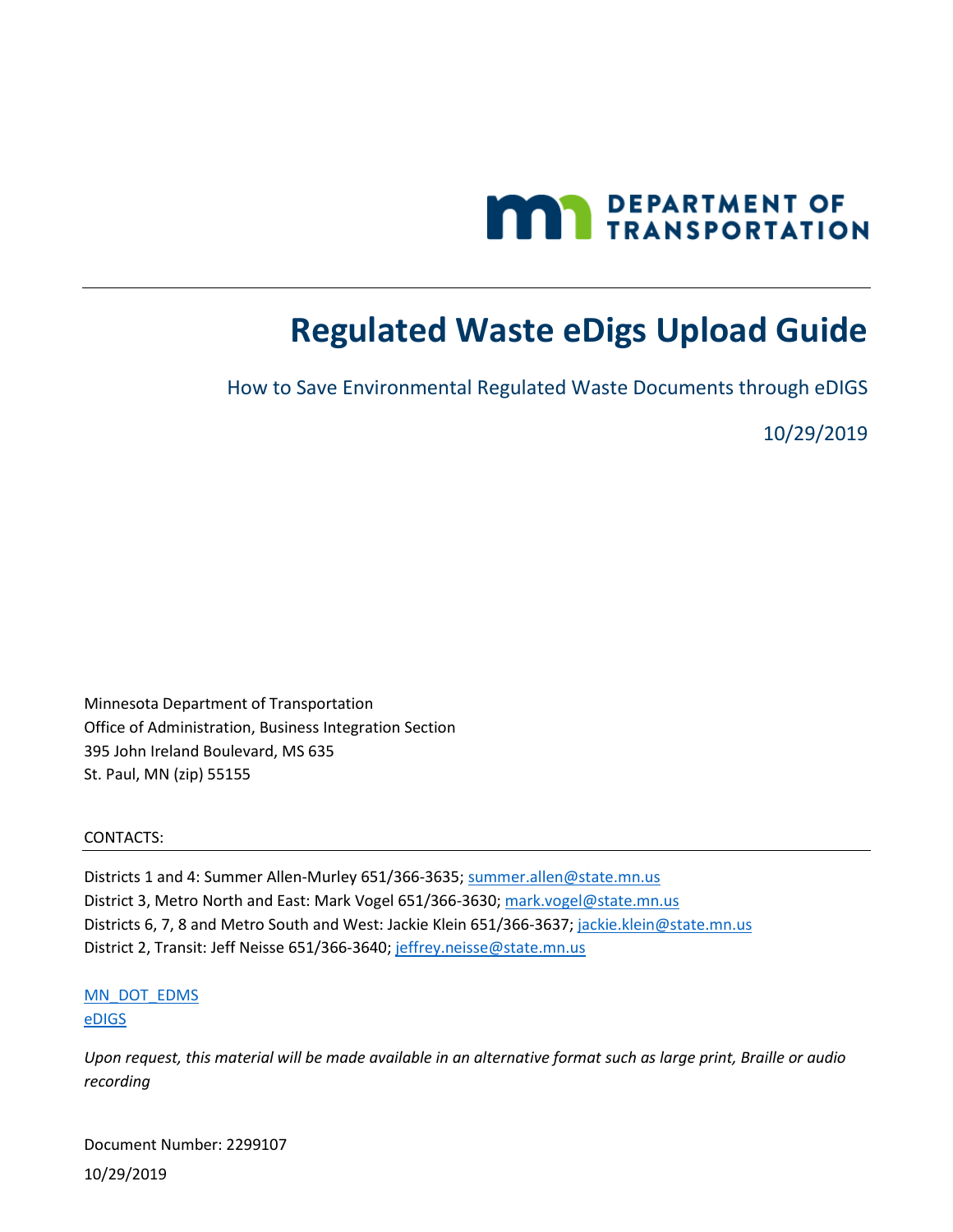DEPARTMENT OF TRANSPORTATION

# Regulated Waste eDigs Upload Guide

How to Save Environmental Regulated Waste Documents through eDIGS

10/29/2019

Minnesota Department of Transportation
Office of Administration, Business Integration Section
395 John Ireland Boulevard, MS 635
St. Paul, MN (zip) 55155

CONTACTS:

Districts 1 and 4: Summer Allen-Murley 651/366-3635; summer.allen@state.mn.us
District 3, Metro North and East: Mark Vogel 651/366-3630; mark.vogel@state.mn.us
Districts 6, 7, 8 and Metro South and West: Jackie Klein 651/366-3637; jackie.klein@state.mn.us
District 2, Transit: Jeff Neisse 651/366-3640; jeffrey.neisse@state.mn.us

MN_DOT_EDMS
eDIGS

*Upon request, this material will be made available in an alternative format such as large print, Braille or audio recording*

Document Number: 2299107

10/29/2019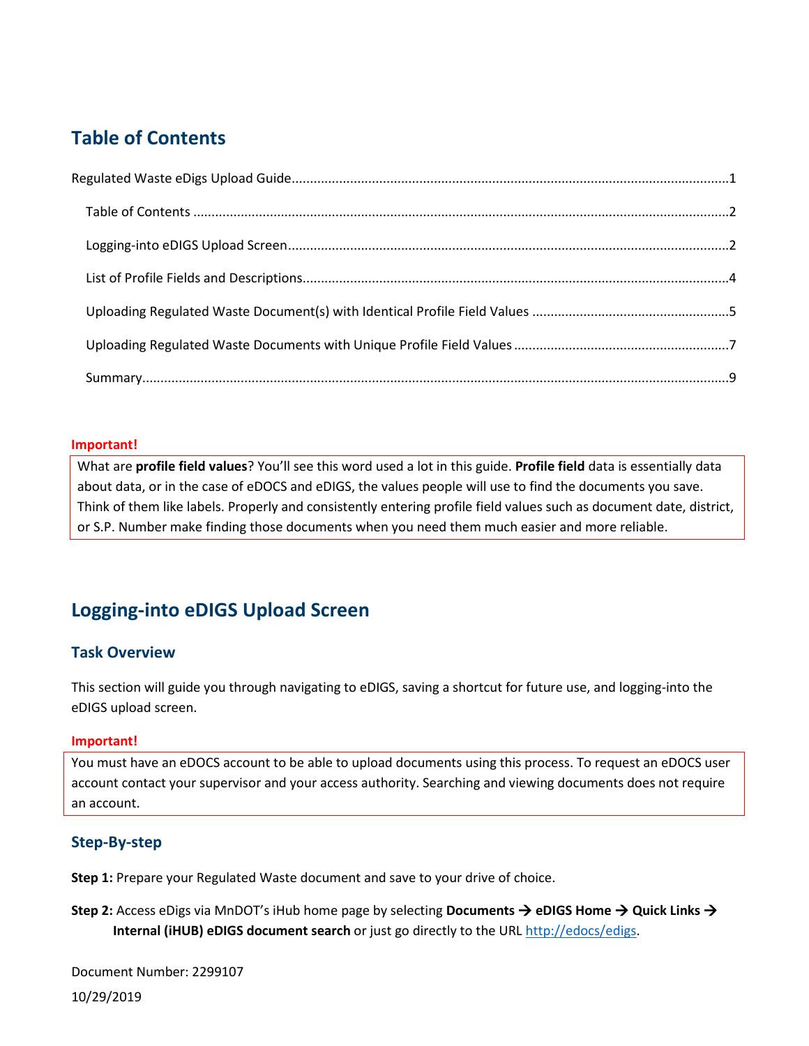## Table of Contents

Regulated Waste eDigs Upload Guide......1

Table of Contents......2

Logging-into eDIGS Upload Screen......2

List of Profile Fields and Descriptions......4

Uploading Regulated Waste Document(s) with Identical Profile Field Values......5

Uploading Regulated Waste Documents with Unique Profile Field Values......7

Summary......9

**Important!**

What are **profile field values**? You'll see this word used a lot in this guide. **Profile field** data is essentially data about data, or in the case of eDOCS and eDIGS, the values people will use to find the documents you save. Think of them like labels. Properly and consistently entering profile field values such as document date, district, or S.P. Number make finding those documents when you need them much easier and more reliable.

## Logging-into eDIGS Upload Screen

### Task Overview

This section will guide you through navigating to eDIGS, saving a shortcut for future use, and logging-into the eDIGS upload screen.

**Important!**

You must have an eDOCS account to be able to upload documents using this process. To request an eDOCS user account contact your supervisor and your access authority. Searching and viewing documents does not require an account.

### Step-By-step

**Step 1:** Prepare your Regulated Waste document and save to your drive of choice.

**Step 2:** Access eDigs via MnDOT's iHub home page by selecting **Documents → eDIGS Home → Quick Links → Internal (iHUB) eDIGS document search** or just go directly to the URL http://edocs/edigs.

Document Number: 2299107

10/29/2019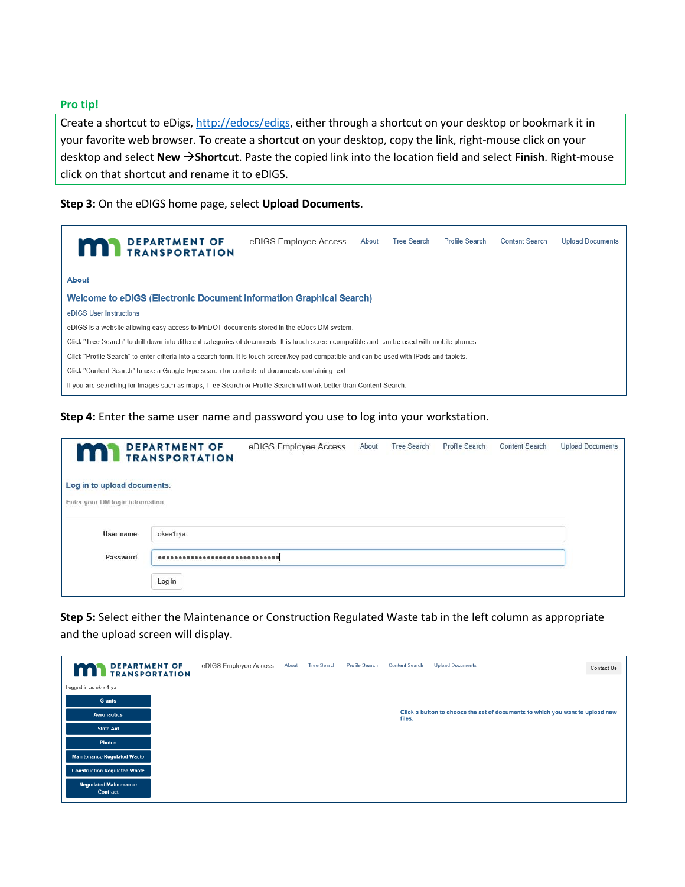**Pro tip!**

Create a shortcut to eDigs, http://edocs/edigs, either through a shortcut on your desktop or bookmark it in your favorite web browser. To create a shortcut on your desktop, copy the link, right-mouse click on your desktop and select **New →Shortcut**. Paste the copied link into the location field and select **Finish**. Right-mouse click on that shortcut and rename it to eDIGS.

**Step 3:** On the eDIGS home page, select **Upload Documents**.

DEPARTMENT OF TRANSPORTATION | eDIGS Employee Access | About | Tree Search | Profile Search | Content Search | Upload Documents

About

Welcome to eDIGS (Electronic Document Information Graphical Search)

eDIGS User Instructions

eDIGS is a website allowing easy access to MnDOT documents stored in the eDocs DM system.

Click "Tree Search" to drill down into different categories of documents. It is touch screen compatible and can be used with mobile phones.

Click "Profile Search" to enter criteria into a search form. It is touch screen/key pad compatible and can be used with iPads and tablets.

Click "Content Search" to use a Google-type search for contents of documents containing text.

If you are searching for images such as maps, Tree Search or Profile Search will work better than Content Search.

**Step 4:** Enter the same user name and password you use to log into your workstation.

DEPARTMENT OF TRANSPORTATION | eDIGS Employee Access | About | Tree Search | Profile Search | Content Search | Upload Documents

Log in to upload documents.

Enter your DM login information.

User name: okee1rya

Password: ••••••••••••••••••••••••••••••

Log in

**Step 5:** Select either the Maintenance or Construction Regulated Waste tab in the left column as appropriate and the upload screen will display.

DEPARTMENT OF TRANSPORTATION | eDIGS Employee Access | About | Tree Search | Profile Search | Content Search | Upload Documents | Contact Us

Logged in as okee1rya

- Grants
- Aeronautics
- State Aid
- Photos
- Maintenance Regulated Waste
- Construction Regulated Waste
- Negotiated Maintenance Contract

Click a button to choose the set of documents to which you want to upload new files.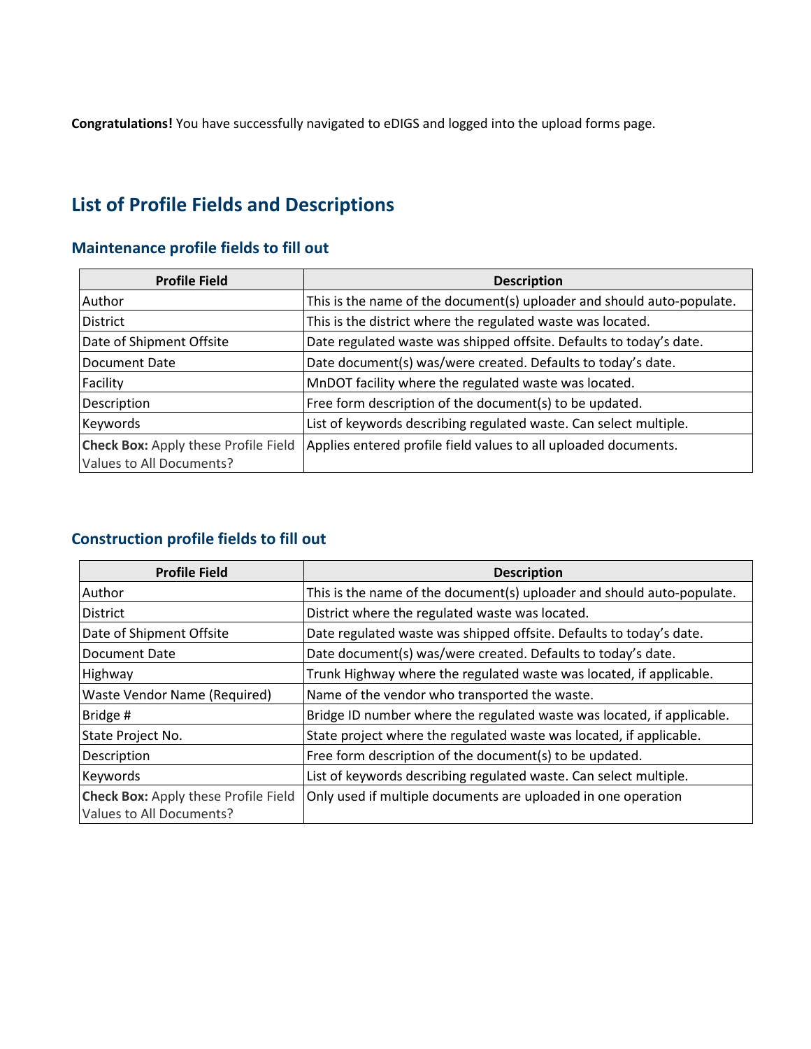**Congratulations!** You have successfully navigated to eDIGS and logged into the upload forms page.

## List of Profile Fields and Descriptions

### Maintenance profile fields to fill out

| Profile Field | Description |
| --- | --- |
| Author | This is the name of the document(s) uploader and should auto-populate. |
| District | This is the district where the regulated waste was located. |
| Date of Shipment Offsite | Date regulated waste was shipped offsite. Defaults to today's date. |
| Document Date | Date document(s) was/were created. Defaults to today's date. |
| Facility | MnDOT facility where the regulated waste was located. |
| Description | Free form description of the document(s) to be updated. |
| Keywords | List of keywords describing regulated waste. Can select multiple. |
| **Check Box:** Apply these Profile Field Values to All Documents? | Applies entered profile field values to all uploaded documents. |

### Construction profile fields to fill out

| Profile Field | Description |
| --- | --- |
| Author | This is the name of the document(s) uploader and should auto-populate. |
| District | District where the regulated waste was located. |
| Date of Shipment Offsite | Date regulated waste was shipped offsite. Defaults to today's date. |
| Document Date | Date document(s) was/were created. Defaults to today's date. |
| Highway | Trunk Highway where the regulated waste was located, if applicable. |
| Waste Vendor Name (Required) | Name of the vendor who transported the waste. |
| Bridge # | Bridge ID number where the regulated waste was located, if applicable. |
| State Project No. | State project where the regulated waste was located, if applicable. |
| Description | Free form description of the document(s) to be updated. |
| Keywords | List of keywords describing regulated waste. Can select multiple. |
| **Check Box:** Apply these Profile Field Values to All Documents? | Only used if multiple documents are uploaded in one operation |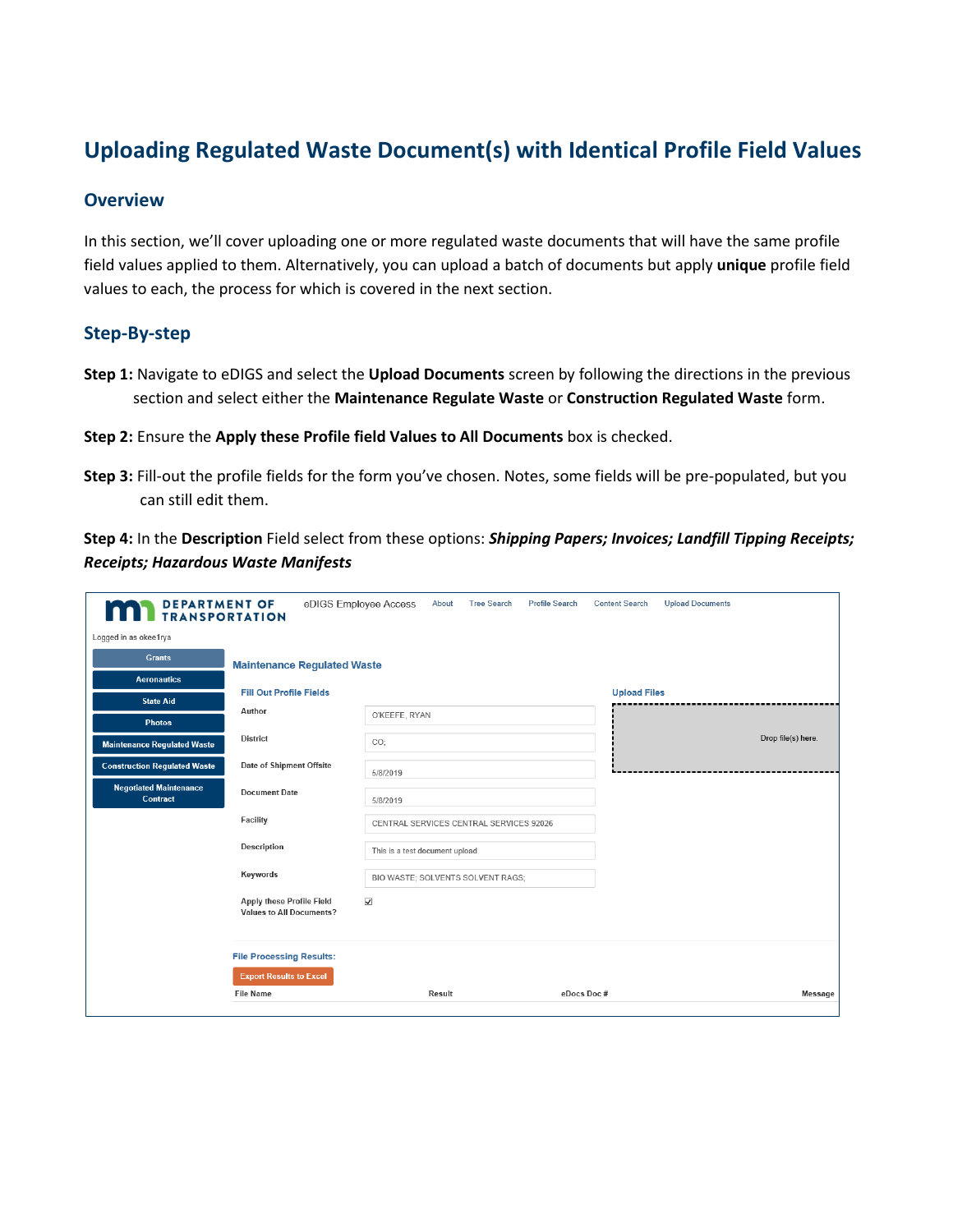# Uploading Regulated Waste Document(s) with Identical Profile Field Values

## Overview

In this section, we'll cover uploading one or more regulated waste documents that will have the same profile field values applied to them. Alternatively, you can upload a batch of documents but apply **unique** profile field values to each, the process for which is covered in the next section.

## Step-By-step

**Step 1:** Navigate to eDIGS and select the **Upload Documents** screen by following the directions in the previous section and select either the **Maintenance Regulate Waste** or **Construction Regulated Waste** form.

**Step 2:** Ensure the **Apply these Profile field Values to All Documents** box is checked.

**Step 3:** Fill-out the profile fields for the form you've chosen. Notes, some fields will be pre-populated, but you can still edit them.

**Step 4:** In the **Description** Field select from these options: ***Shipping Papers; Invoices; Landfill Tipping Receipts; Receipts; Hazardous Waste Manifests***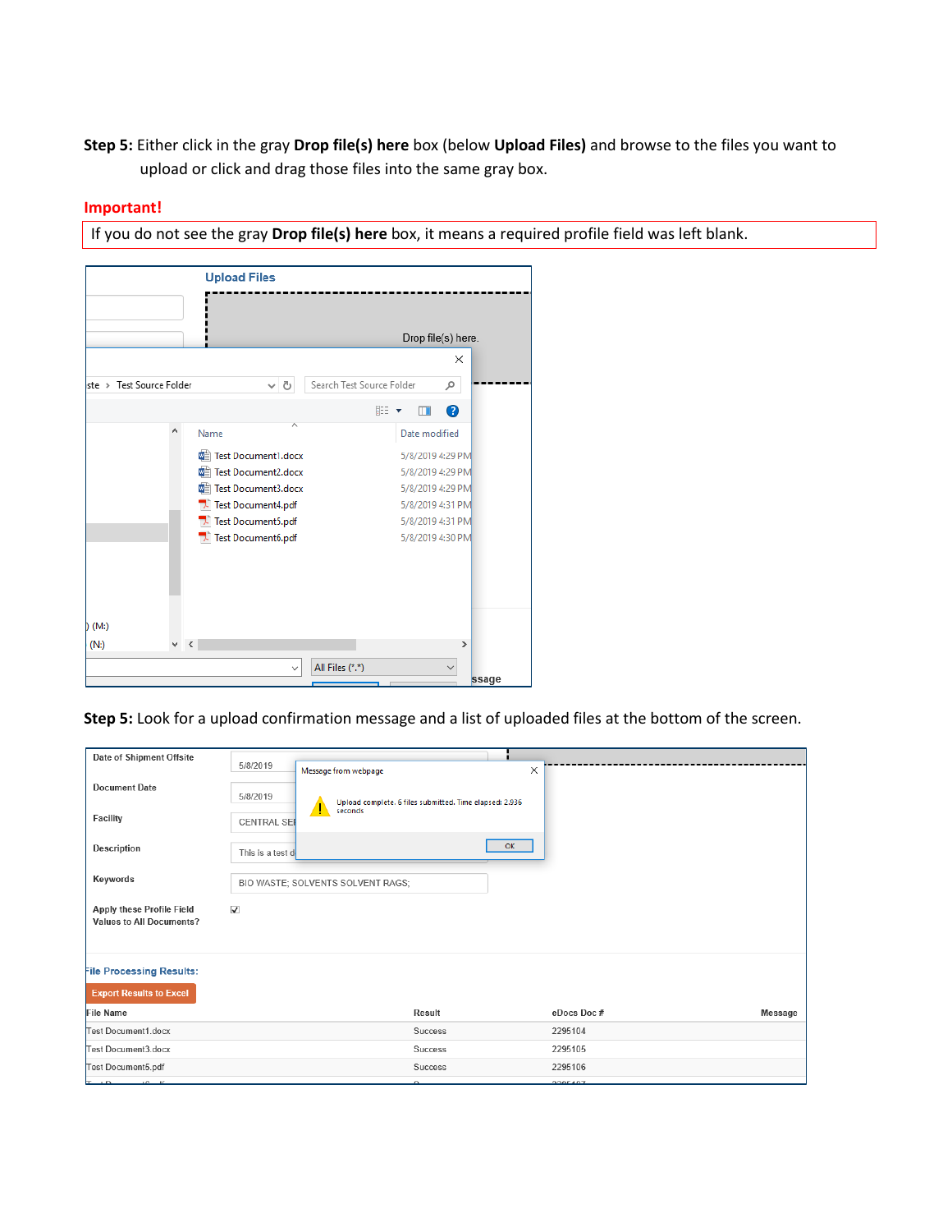**Step 5:** Either click in the gray **Drop file(s) here** box (below **Upload Files)** and browse to the files you want to upload or click and drag those files into the same gray box.

**Important!**

If you do not see the gray **Drop file(s) here** box, it means a required profile field was left blank.

**Step 5:** Look for a upload confirmation message and a list of uploaded files at the bottom of the screen.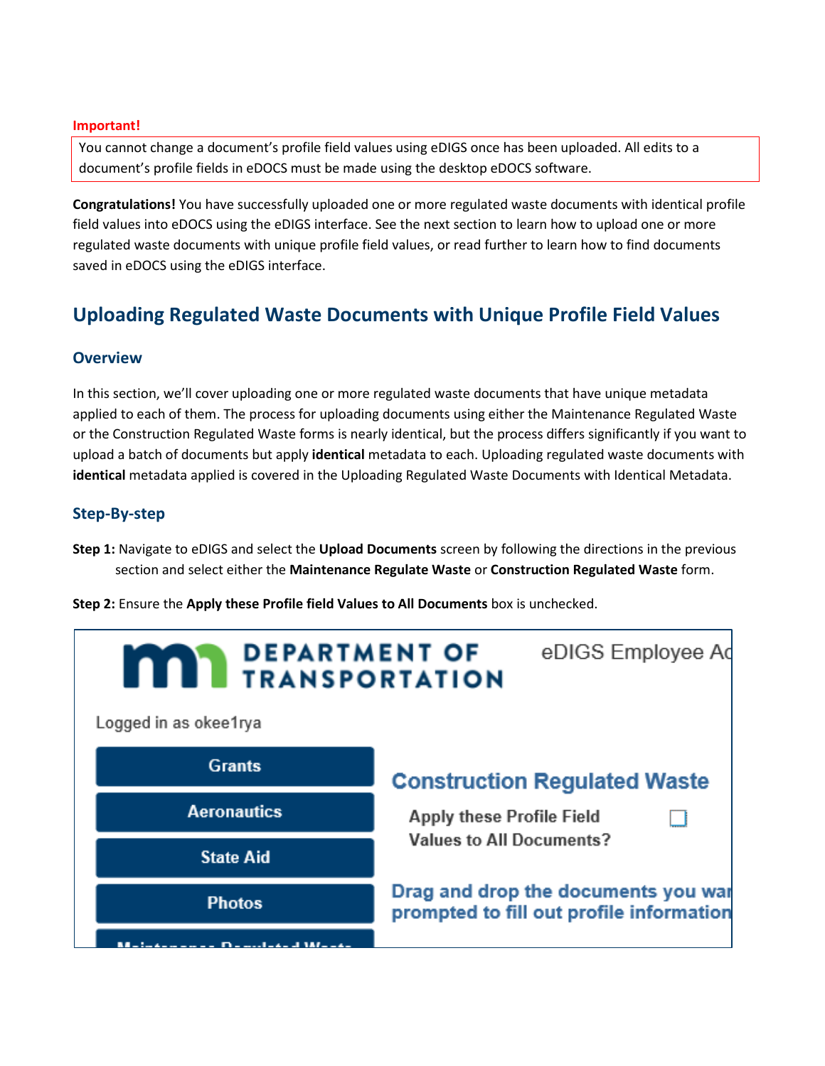**Important!**

You cannot change a document's profile field values using eDIGS once has been uploaded. All edits to a document's profile fields in eDOCS must be made using the desktop eDOCS software.

**Congratulations!** You have successfully uploaded one or more regulated waste documents with identical profile field values into eDOCS using the eDIGS interface. See the next section to learn how to upload one or more regulated waste documents with unique profile field values, or read further to learn how to find documents saved in eDOCS using the eDIGS interface.

## Uploading Regulated Waste Documents with Unique Profile Field Values

### Overview

In this section, we'll cover uploading one or more regulated waste documents that have unique metadata applied to each of them. The process for uploading documents using either the Maintenance Regulated Waste or the Construction Regulated Waste forms is nearly identical, but the process differs significantly if you want to upload a batch of documents but apply **identical** metadata to each. Uploading regulated waste documents with **identical** metadata applied is covered in the Uploading Regulated Waste Documents with Identical Metadata.

### Step-By-step

**Step 1:** Navigate to eDIGS and select the **Upload Documents** screen by following the directions in the previous section and select either the **Maintenance Regulate Waste** or **Construction Regulated Waste** form.

**Step 2:** Ensure the **Apply these Profile field Values to All Documents** box is unchecked.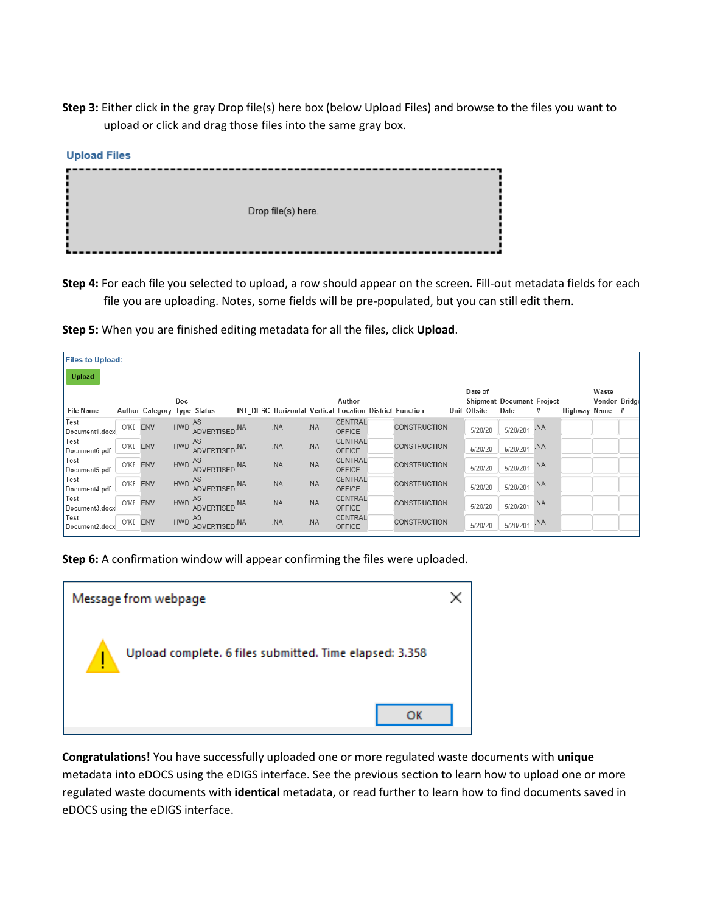**Step 3:** Either click in the gray Drop file(s) here box (below Upload Files) and browse to the files you want to upload or click and drag those files into the same gray box.

Upload Files

Drop file(s) here.

**Step 4:** For each file you selected to upload, a row should appear on the screen. Fill-out metadata fields for each file you are uploading. Notes, some fields will be pre-populated, but you can still edit them.

**Step 5:** When you are finished editing metadata for all the files, click **Upload**.

Files to Upload:

Upload

| File Name | Author | Category | Doc Type | Status | INT_DESC | Horizontal | Vertical | Author Location | District | Function | Unit | Date of Shipment Offsite | Document Date | Project # | Highway | Waste Vendor Name | Bridge # |
|---|---|---|---|---|---|---|---|---|---|---|---|---|---|---|---|---|---|
| Test Document1.docx | O'KE | ENV | HWD | AS ADVERTISED | NA | NA | NA | CENTRAL OFFICE | | CONSTRUCTION | | 5/20/20 | 5/20/201 | NA | | | |
| Test Document6.pdf | O'KE | ENV | HWD | AS ADVERTISED | NA | NA | NA | CENTRAL OFFICE | | CONSTRUCTION | | 5/20/20 | 5/20/201 | NA | | | |
| Test Document5.pdf | O'KE | ENV | HWD | AS ADVERTISED | NA | NA | NA | CENTRAL OFFICE | | CONSTRUCTION | | 5/20/20 | 5/20/201 | NA | | | |
| Test Document4.pdf | O'KE | ENV | HWD | AS ADVERTISED | NA | NA | NA | CENTRAL OFFICE | | CONSTRUCTION | | 5/20/20 | 5/20/201 | NA | | | |
| Test Document3.docx | O'KE | ENV | HWD | AS ADVERTISED | NA | NA | NA | CENTRAL OFFICE | | CONSTRUCTION | | 5/20/20 | 5/20/201 | NA | | | |
| Test Document2.docx | O'KE | ENV | HWD | AS ADVERTISED | NA | NA | NA | CENTRAL OFFICE | | CONSTRUCTION | | 5/20/20 | 5/20/201 | NA | | | |

**Step 6:** A confirmation window will appear confirming the files were uploaded.

Message from webpage

Upload complete. 6 files submitted. Time elapsed: 3.358

OK

**Congratulations!** You have successfully uploaded one or more regulated waste documents with **unique** metadata into eDOCS using the eDIGS interface. See the previous section to learn how to upload one or more regulated waste documents with **identical** metadata, or read further to learn how to find documents saved in eDOCS using the eDIGS interface.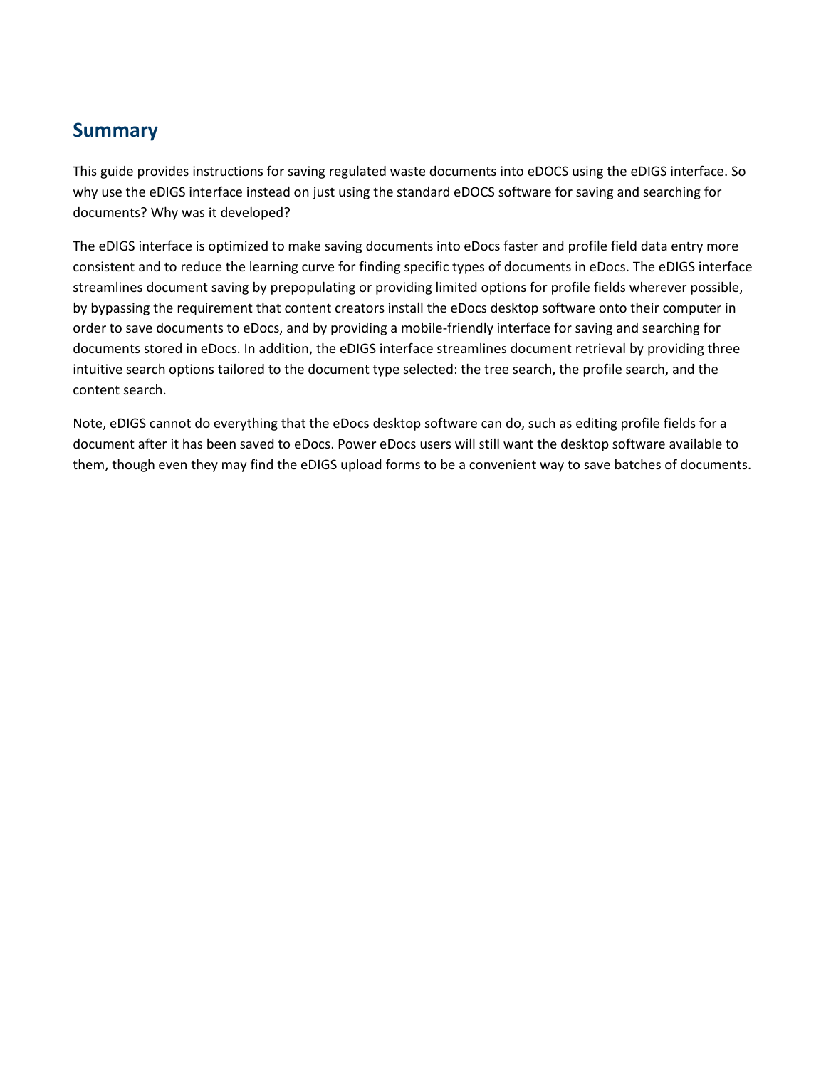## Summary

This guide provides instructions for saving regulated waste documents into eDOCS using the eDIGS interface. So why use the eDIGS interface instead on just using the standard eDOCS software for saving and searching for documents? Why was it developed?

The eDIGS interface is optimized to make saving documents into eDocs faster and profile field data entry more consistent and to reduce the learning curve for finding specific types of documents in eDocs. The eDIGS interface streamlines document saving by prepopulating or providing limited options for profile fields wherever possible, by bypassing the requirement that content creators install the eDocs desktop software onto their computer in order to save documents to eDocs, and by providing a mobile-friendly interface for saving and searching for documents stored in eDocs. In addition, the eDIGS interface streamlines document retrieval by providing three intuitive search options tailored to the document type selected: the tree search, the profile search, and the content search.

Note, eDIGS cannot do everything that the eDocs desktop software can do, such as editing profile fields for a document after it has been saved to eDocs. Power eDocs users will still want the desktop software available to them, though even they may find the eDIGS upload forms to be a convenient way to save batches of documents.